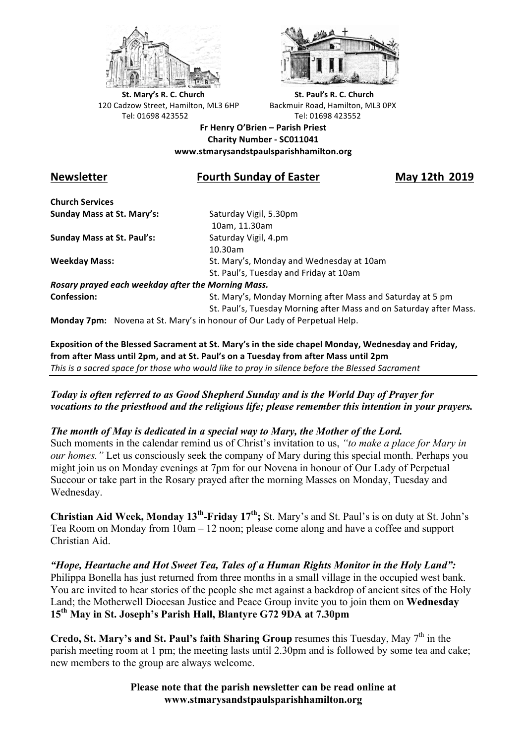**St. Mary's R. C. Church**
120 Cadzow Street, Hamilton, ML3 6HP
Tel: 01698 423552

**St. Paul's R. C. Church**
Backmuir Road, Hamilton, ML3 0PX
Tel: 01698 423552

**Fr Henry O'Brien – Parish Priest**
**Charity Number - SC011041**
**www.stmarysandstpaulsparishhamilton.org**

## Newsletter — Fourth Sunday of Easter — May 12th 2019

**Church Services**

| | |
|---|---|
| **Sunday Mass at St. Mary's:** | Saturday Vigil, 5.30pm<br>10am, 11.30am |
| **Sunday Mass at St. Paul's:** | Saturday Vigil, 4.pm<br>10.30am |
| **Weekday Mass:** | St. Mary's, Monday and Wednesday at 10am<br>St. Paul's, Tuesday and Friday at 10am |

***Rosary prayed each weekday after the Morning Mass.***

**Confession:** St. Mary's, Monday Morning after Mass and Saturday at 5 pm
St. Paul's, Tuesday Morning after Mass and on Saturday after Mass.

**Monday 7pm:** Novena at St. Mary's in honour of Our Lady of Perpetual Help.

**Exposition of the Blessed Sacrament at St. Mary's in the side chapel Monday, Wednesday and Friday, from after Mass until 2pm, and at St. Paul's on a Tuesday from after Mass until 2pm**
*This is a sacred space for those who would like to pray in silence before the Blessed Sacrament*

---

***Today is often referred to as Good Shepherd Sunday and is the World Day of Prayer for vocations to the priesthood and the religious life; please remember this intention in your prayers.***

***The month of May is dedicated in a special way to Mary, the Mother of the Lord.***
Such moments in the calendar remind us of Christ's invitation to us, *"to make a place for Mary in our homes."* Let us consciously seek the company of Mary during this special month. Perhaps you might join us on Monday evenings at 7pm for our Novena in honour of Our Lady of Perpetual Succour or take part in the Rosary prayed after the morning Masses on Monday, Tuesday and Wednesday.

**Christian Aid Week, Monday 13th-Friday 17th;** St. Mary's and St. Paul's is on duty at St. John's Tea Room on Monday from 10am – 12 noon; please come along and have a coffee and support Christian Aid.

***"Hope, Heartache and Hot Sweet Tea, Tales of a Human Rights Monitor in the Holy Land":*** Philippa Bonella has just returned from three months in a small village in the occupied west bank. You are invited to hear stories of the people she met against a backdrop of ancient sites of the Holy Land; the Motherwell Diocesan Justice and Peace Group invite you to join them on **Wednesday 15th May in St. Joseph's Parish Hall, Blantyre G72 9DA at 7.30pm**

**Credo, St. Mary's and St. Paul's faith Sharing Group** resumes this Tuesday, May 7th in the parish meeting room at 1 pm; the meeting lasts until 2.30pm and is followed by some tea and cake; new members to the group are always welcome.

**Please note that the parish newsletter can be read online at www.stmarysandstpaulsparishhamilton.org**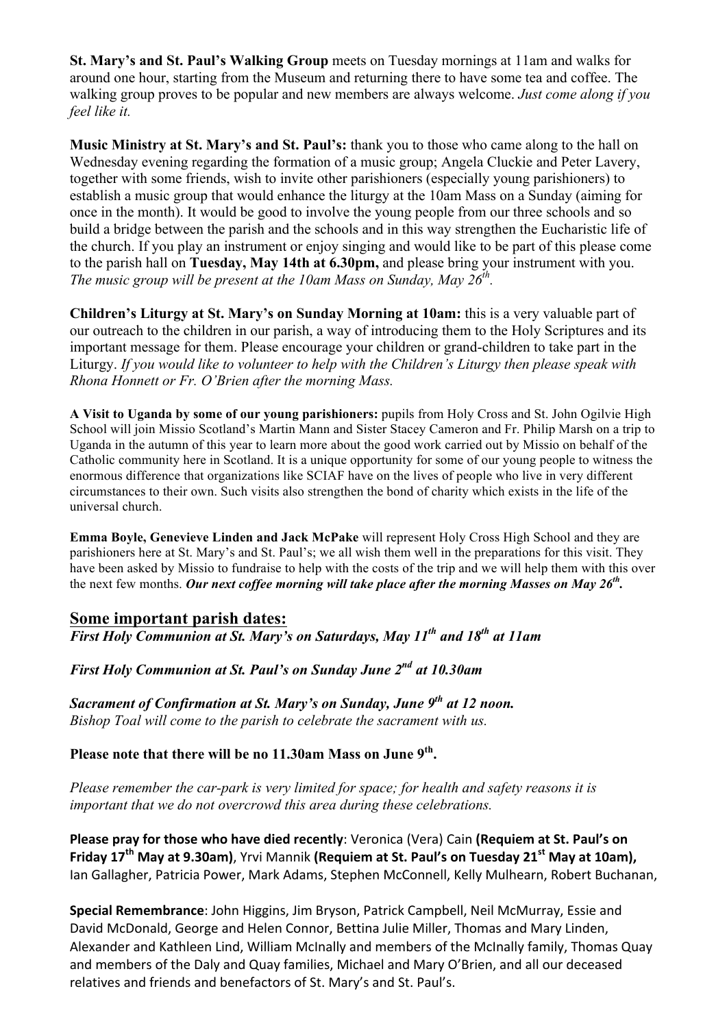**St. Mary's and St. Paul's Walking Group** meets on Tuesday mornings at 11am and walks for around one hour, starting from the Museum and returning there to have some tea and coffee. The walking group proves to be popular and new members are always welcome. *Just come along if you feel like it.*

**Music Ministry at St. Mary's and St. Paul's:** thank you to those who came along to the hall on Wednesday evening regarding the formation of a music group; Angela Cluckie and Peter Lavery, together with some friends, wish to invite other parishioners (especially young parishioners) to establish a music group that would enhance the liturgy at the 10am Mass on a Sunday (aiming for once in the month). It would be good to involve the young people from our three schools and so build a bridge between the parish and the schools and in this way strengthen the Eucharistic life of the church. If you play an instrument or enjoy singing and would like to be part of this please come to the parish hall on **Tuesday, May 14th at 6.30pm,** and please bring your instrument with you. *The music group will be present at the 10am Mass on Sunday, May 26th.*

**Children's Liturgy at St. Mary's on Sunday Morning at 10am:** this is a very valuable part of our outreach to the children in our parish, a way of introducing them to the Holy Scriptures and its important message for them. Please encourage your children or grand-children to take part in the Liturgy. *If you would like to volunteer to help with the Children's Liturgy then please speak with Rhona Honnett or Fr. O'Brien after the morning Mass.*

**A Visit to Uganda by some of our young parishioners:** pupils from Holy Cross and St. John Ogilvie High School will join Missio Scotland's Martin Mann and Sister Stacey Cameron and Fr. Philip Marsh on a trip to Uganda in the autumn of this year to learn more about the good work carried out by Missio on behalf of the Catholic community here in Scotland. It is a unique opportunity for some of our young people to witness the enormous difference that organizations like SCIAF have on the lives of people who live in very different circumstances to their own. Such visits also strengthen the bond of charity which exists in the life of the universal church.

**Emma Boyle, Genevieve Linden and Jack McPake** will represent Holy Cross High School and they are parishioners here at St. Mary's and St. Paul's; we all wish them well in the preparations for this visit. They have been asked by Missio to fundraise to help with the costs of the trip and we will help them with this over the next few months. ***Our next coffee morning will take place after the morning Masses on May 26th.***

## Some important parish dates:

***First Holy Communion at St. Mary's on Saturdays, May 11th and 18th at 11am***

***First Holy Communion at St. Paul's on Sunday June 2nd at 10.30am***

***Sacrament of Confirmation at St. Mary's on Sunday, June 9th at 12 noon.***
*Bishop Toal will come to the parish to celebrate the sacrament with us.*

**Please note that there will be no 11.30am Mass on June 9th.**

*Please remember the car-park is very limited for space; for health and safety reasons it is important that we do not overcrowd this area during these celebrations.*

**Please pray for those who have died recently**: Veronica (Vera) Cain **(Requiem at St. Paul's on Friday 17th May at 9.30am)**, Yrvi Mannik **(Requiem at St. Paul's on Tuesday 21st May at 10am),** Ian Gallagher, Patricia Power, Mark Adams, Stephen McConnell, Kelly Mulhearn, Robert Buchanan,

**Special Remembrance**: John Higgins, Jim Bryson, Patrick Campbell, Neil McMurray, Essie and David McDonald, George and Helen Connor, Bettina Julie Miller, Thomas and Mary Linden, Alexander and Kathleen Lind, William McInally and members of the McInally family, Thomas Quay and members of the Daly and Quay families, Michael and Mary O'Brien, and all our deceased relatives and friends and benefactors of St. Mary's and St. Paul's.